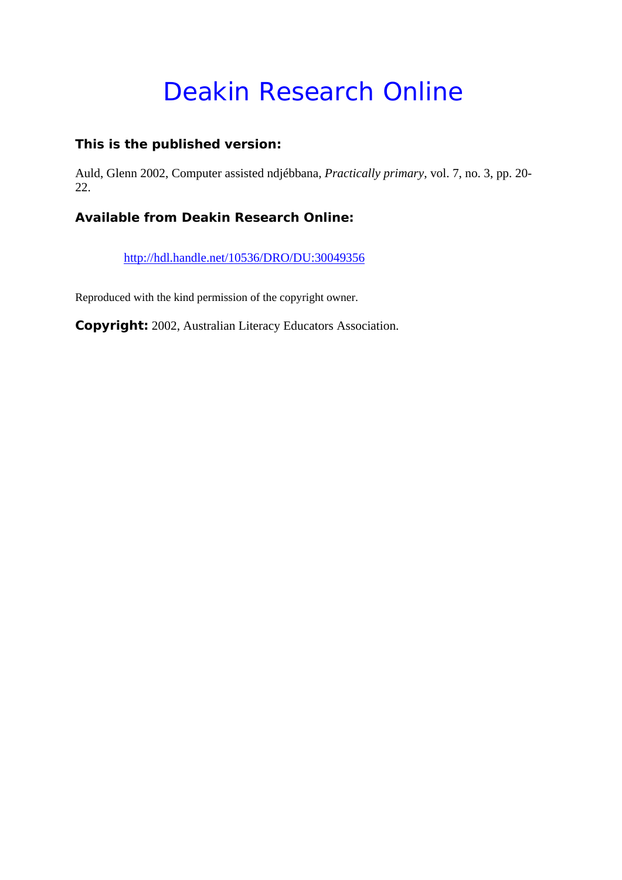# Deakin Research Online

### This is the published version:

Auld, Glenn 2002, Computer assisted ndjébbana, *Practically primary*, vol. 7, no. 3, pp. 20-22.

### Available from Deakin Research Online:

http://hdl.handle.net/10536/DRO/DU:30049356

Reproduced with the kind permission of the copyright owner.

**Copyright:** 2002, Australian Literacy Educators Association.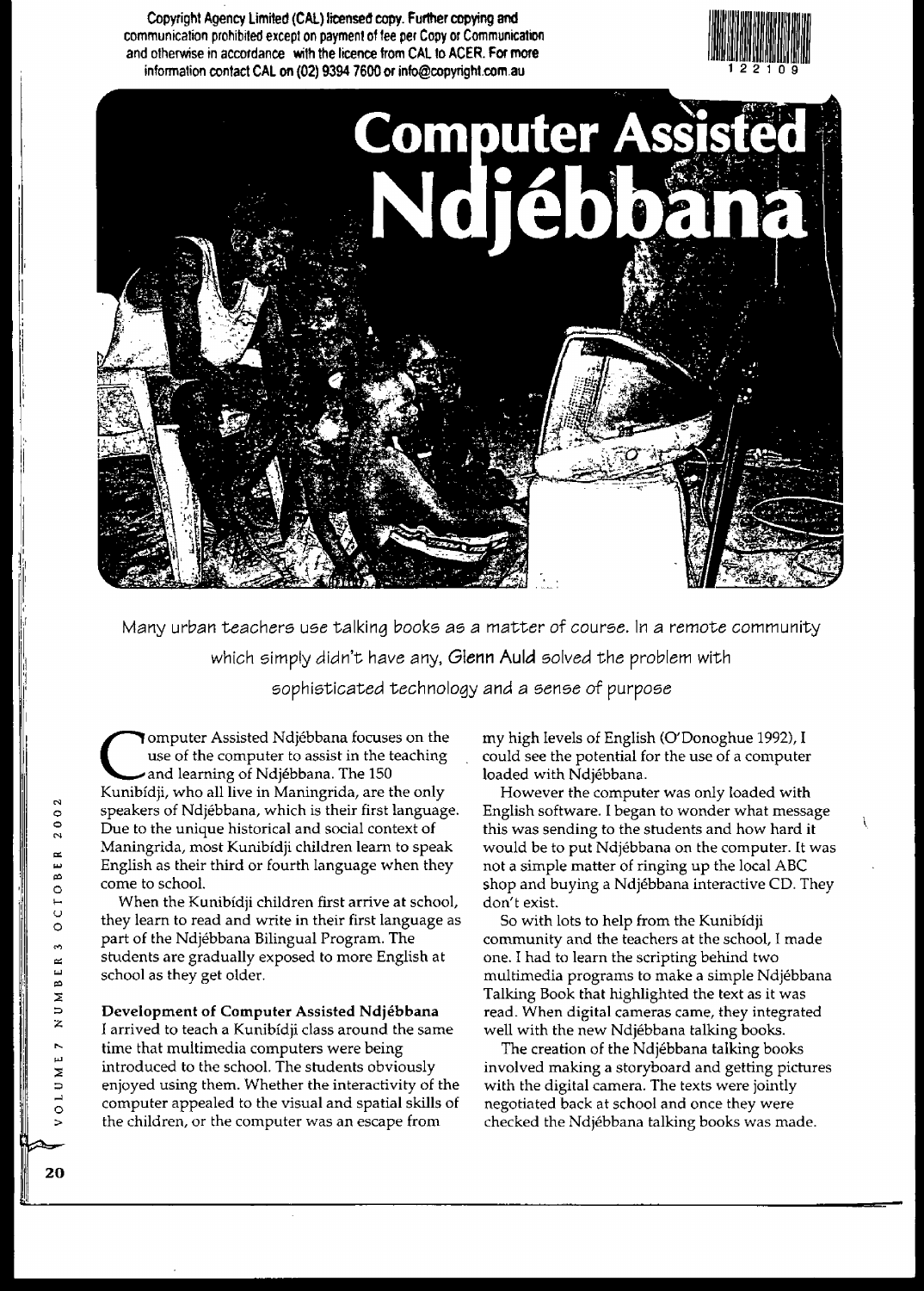Copyright Agency Limited (CAL) licensed copy. Further copying and communication prohibited except on payment of fee per Copy or Communication and otherwise in accordance with the licence from CAL to ACER. For more information contact CAL on (02) 9394 7600 or info@copyright.com.au

# Computer Assisted Ndjébbana

Many urban teachers use talking books as a matter of course. In a remote community which simply didn't have any, **Glenn Auld** solved the problem with sophisticated technology and a sense of purpose

Computer Assisted Ndjébbana focuses on the use of the computer to assist in the teaching and learning of Ndjébbana. The 150 Kunibídji, who all live in Maningrida, are the only speakers of Ndjébbana, which is their first language. Due to the unique historical and social context of Maningrida, most Kunibídji children learn to speak English as their third or fourth language when they come to school.

When the Kunibídji children first arrive at school, they learn to read and write in their first language as part of the Ndjébbana Bilingual Program. The students are gradually exposed to more English at school as they get older.

## Development of Computer Assisted Ndjébbana

I arrived to teach a Kunibídji class around the same time that multimedia computers were being introduced to the school. The students obviously enjoyed using them. Whether the interactivity of the computer appealed to the visual and spatial skills of the children, or the computer was an escape from my high levels of English (O'Donoghue 1992), I could see the potential for the use of a computer loaded with Ndjébbana.

However the computer was only loaded with English software. I began to wonder what message this was sending to the students and how hard it would be to put Ndjébbana on the computer. It was not a simple matter of ringing up the local ABC shop and buying a Ndjébbana interactive CD. They don't exist.

So with lots to help from the Kunibídji community and the teachers at the school, I made one. I had to learn the scripting behind two multimedia programs to make a simple Ndjébbana Talking Book that highlighted the text as it was read. When digital cameras came, they integrated well with the new Ndjébbana talking books.

The creation of the Ndjébbana talking books involved making a storyboard and getting pictures with the digital camera. The texts were jointly negotiated back at school and once they were checked the Ndjébbana talking books was made.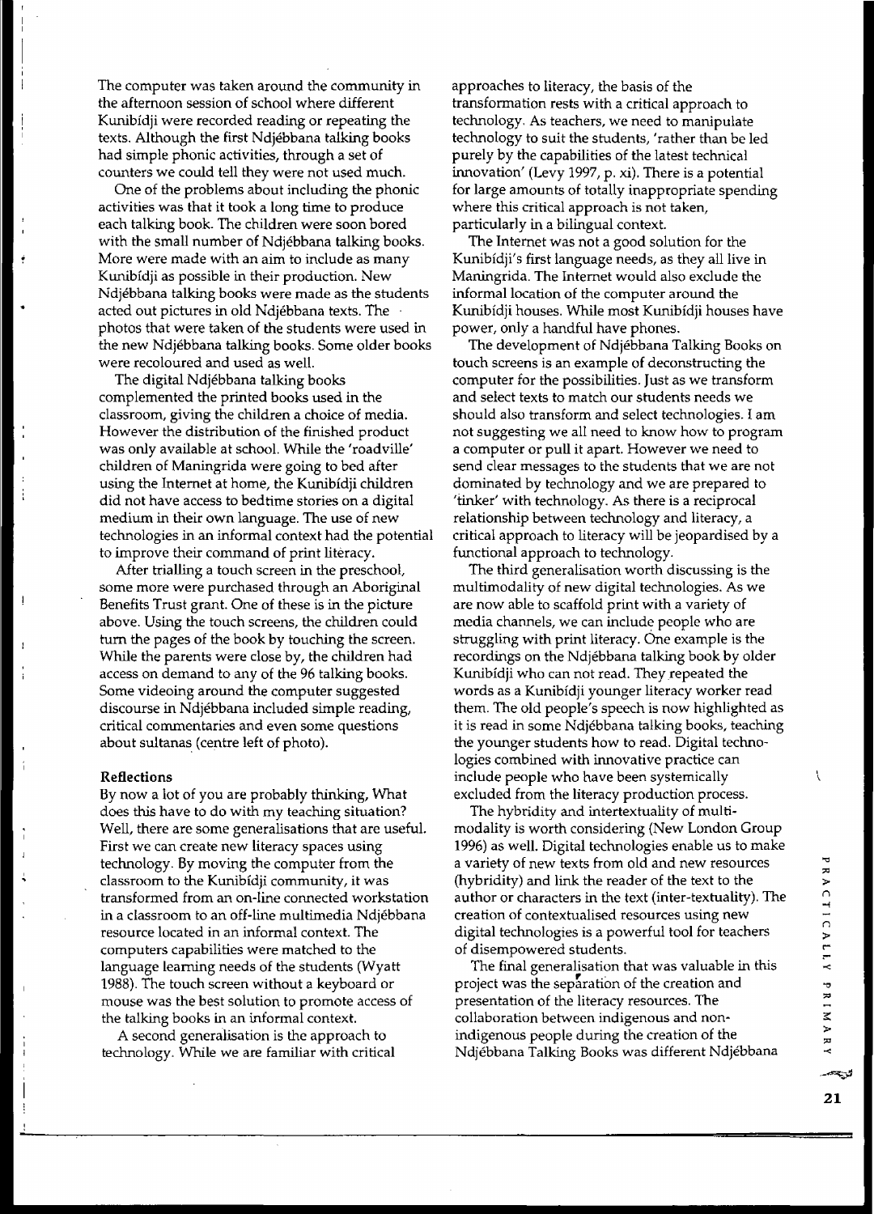The computer was taken around the community in the afternoon session of school where different Kunibídji were recorded reading or repeating the texts. Although the first Ndjébbana talking books had simple phonic activities, through a set of counters we could tell they were not used much.

One of the problems about including the phonic activities was that it took a long time to produce each talking book. The children were soon bored with the small number of Ndjébbana talking books. More were made with an aim to include as many Kunibídji as possible in their production. New Ndjébbana talking books were made as the students acted out pictures in old Ndjébbana texts. The photos that were taken of the students were used in the new Ndjébbana talking books. Some older books were recoloured and used as well.

The digital Ndjébbana talking books complemented the printed books used in the classroom, giving the children a choice of media. However the distribution of the finished product was only available at school. While the 'roadville' children of Maningrida were going to bed after using the Internet at home, the Kunibídji children did not have access to bedtime stories on a digital medium in their own language. The use of new technologies in an informal context had the potential to improve their command of print literacy.

After trialling a touch screen in the preschool, some more were purchased through an Aboriginal Benefits Trust grant. One of these is in the picture above. Using the touch screens, the children could turn the pages of the book by touching the screen. While the parents were close by, the children had access on demand to any of the 96 talking books. Some videoing around the computer suggested discourse in Ndjébbana included simple reading, critical commentaries and even some questions about sultanas (centre left of photo).

**Reflections**

By now a lot of you are probably thinking, What does this have to do with my teaching situation? Well, there are some generalisations that are useful. First we can create new literacy spaces using technology. By moving the computer from the classroom to the Kunibídji community, it was transformed from an on-line connected workstation in a classroom to an off-line multimedia Ndjébbana resource located in an informal context. The computers capabilities were matched to the language learning needs of the students (Wyatt 1988). The touch screen without a keyboard or mouse was the best solution to promote access of the talking books in an informal context.

A second generalisation is the approach to technology. While we are familiar with critical approaches to literacy, the basis of the transformation rests with a critical approach to technology. As teachers, we need to manipulate technology to suit the students, 'rather than be led purely by the capabilities of the latest technical innovation' (Levy 1997, p. xi). There is a potential for large amounts of totally inappropriate spending where this critical approach is not taken, particularly in a bilingual context.

The Internet was not a good solution for the Kunibídji's first language needs, as they all live in Maningrida. The Internet would also exclude the informal location of the computer around the Kunibídji houses. While most Kunibídji houses have power, only a handful have phones.

The development of Ndjébbana Talking Books on touch screens is an example of deconstructing the computer for the possibilities. Just as we transform and select texts to match our students needs we should also transform and select technologies. I am not suggesting we all need to know how to program a computer or pull it apart. However we need to send clear messages to the students that we are not dominated by technology and we are prepared to 'tinker' with technology. As there is a reciprocal relationship between technology and literacy, a critical approach to literacy will be jeopardised by a functional approach to technology.

The third generalisation worth discussing is the multimodality of new digital technologies. As we are now able to scaffold print with a variety of media channels, we can include people who are struggling with print literacy. One example is the recordings on the Ndjébbana talking book by older Kunibídji who can not read. They repeated the words as a Kunibídji younger literacy worker read them. The old people's speech is now highlighted as it is read in some Ndjébbana talking books, teaching the younger students how to read. Digital technologies combined with innovative practice can include people who have been systemically excluded from the literacy production process.

The hybridity and intertextuality of multimodality is worth considering (New London Group 1996) as well. Digital technologies enable us to make a variety of new texts from old and new resources (hybridity) and link the reader of the text to the author or characters in the text (inter-textuality). The creation of contextualised resources using new digital technologies is a powerful tool for teachers of disempowered students.

The final generalisation that was valuable in this project was the separation of the creation and presentation of the literacy resources. The collaboration between indigenous and non-indigenous people during the creation of the Ndjébbana Talking Books was different Ndjébbana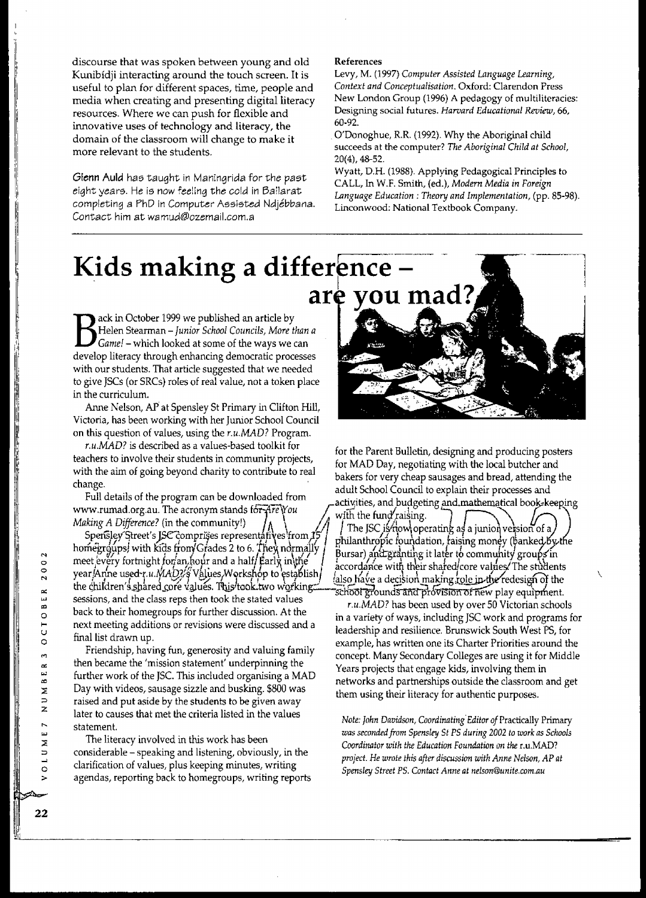discourse that was spoken between young and old Kunibídji interacting around the touch screen. It is useful to plan for different spaces, time, people and media when creating and presenting digital literacy resources. Where we can push for flexible and innovative uses of technology and literacy, the domain of the classroom will change to make it more relevant to the students.

Glenn Auld has taught in Maningrida for the past eight years. He is now feeling the cold in Ballarat completing a PhD in Computer Assisted Ndjébbana. Contact him at wamud@ozemail.com.a

**References**

Levy, M. (1997) *Computer Assisted Language Learning, Context and Conceptualisation.* Oxford: Clarendon Press

New London Group (1996) A pedagogy of multiliteracies: Designing social futures. *Harvard Educational Review*, 66, 60-92.

O'Donoghue, R.R. (1992). Why the Aboriginal child succeeds at the computer? *The Aboriginal Child at School*, 20(4), 48-52.

Wyatt, D.H. (1988). Applying Pedagogical Principles to CALL, In W.F. Smith, (ed.), *Modern Media in Foreign Language Education : Theory and Implementation*, (pp. 85-98). Linconwood: National Textbook Company.

# Kids making a difference – are you mad?

Back in October 1999 we published an article by Helen Stearman – *Junior School Councils, More than a Game!* – which looked at some of the ways we can develop literacy through enhancing democratic processes with our students. That article suggested that we needed to give JSCs (or SRCs) roles of real value, not a token place in the curriculum.

Anne Nelson, AP at Spensley St Primary in Clifton Hill, Victoria, has been working with her Junior School Council on this question of values, using the *r.u.MAD?* Program.

*r.u.MAD?* is described as a values-based toolkit for teachers to involve their students in community projects, with the aim of going beyond charity to contribute to real change.

Full details of the program can be downloaded from www.rumad.org.au. The acronym stands for *Are You Making A Difference?* (in the community!)

Spensley Street's JSC comprises representatives from 15 homegroups with kids from Grades 2 to 6. They normally meet every fortnight for an hour and a half. Early in the year Anne used *r.u.MAD?*'s Values Workshop to establish the children's shared core values. This took two working sessions, and the class reps then took the stated values back to their homegroups for further discussion. At the next meeting additions or revisions were discussed and a final list drawn up.

Friendship, having fun, generosity and valuing family then became the 'mission statement' underpinning the further work of the JSC. This included organising a MAD Day with videos, sausage sizzle and busking. $800 was raised and put aside by the students to be given away later to causes that met the criteria listed in the values statement.

The literacy involved in this work has been considerable – speaking and listening, obviously, in the clarification of values, plus keeping minutes, writing agendas, reporting back to homegroups, writing reports for the Parent Bulletin, designing and producing posters for MAD Day, negotiating with the local butcher and bakers for very cheap sausages and bread, attending the adult School Council to explain their processes and activities, and budgeting and mathematical book-keeping with the fund raising.

The JSC is now operating as a junior version of a philanthropic foundation, raising money (banked by the Bursar) and granting it later to community groups in accordance with their shared/core values. The students also have a decision making role in the redesign of the school grounds and provision of new play equipment.

*r.u.MAD?* has been used by over 50 Victorian schools in a variety of ways, including JSC work and programs for leadership and resilience. Brunswick South West PS, for example, has written one its Charter Priorities around the concept. Many Secondary Colleges are using it for Middle Years projects that engage kids, involving them in networks and partnerships outside the classroom and get them using their literacy for authentic purposes.

*Note: John Davidson, Coordinating Editor of* Practically Primary *was seconded from Spensley St PS during 2002 to work as Schools Coordinator with the Education Foundation on the* r.u.MAD? *project. He wrote this after discussion with Anne Nelson, AP at Spensley Street PS. Contact Anne at nelson@unite.com.au*